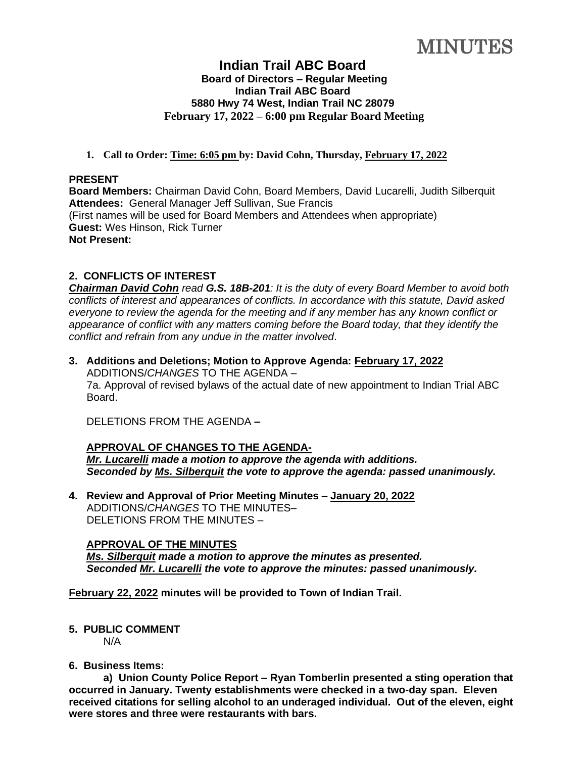# MINUTES

## Indian Trail ABC Board

**Board of Directors – Regular Meeting**
**Indian Trail ABC Board**
**5880 Hwy 74 West, Indian Trail NC 28079**
**February 17, 2022 – 6:00 pm Regular Board Meeting**

1. **Call to Order: <u>Time: 6:05 pm</u> by: David Cohn, Thursday, <u>February 17, 2022</u>**

**PRESENT**
**Board Members:** Chairman David Cohn, Board Members, David Lucarelli, Judith Silberquit
**Attendees:** General Manager Jeff Sullivan, Sue Francis
(First names will be used for Board Members and Attendees when appropriate)
**Guest:** Wes Hinson, Rick Turner
**Not Present:**

**2. CONFLICTS OF INTEREST**

***<u>Chairman David Cohn</u>*** *read* ***G.S. 18B-201****: It is the duty of every Board Member to avoid both conflicts of interest and appearances of conflicts. In accordance with this statute, David asked everyone to review the agenda for the meeting and if any member has any known conflict or appearance of conflict with any matters coming before the Board today, that they identify the conflict and refrain from any undue in the matter involved*.

**3. Additions and Deletions; Motion to Approve Agenda: <u>February 17, 2022</u>**

ADDITIONS/*CHANGES* TO THE AGENDA –
7a. Approval of revised bylaws of the actual date of new appointment to Indian Trial ABC Board.

DELETIONS FROM THE AGENDA **–**

**<u>APPROVAL OF CHANGES TO THE AGENDA-</u>**
***<u>Mr. Lucarelli</u> made a motion to approve the agenda with additions.***
***Seconded by <u>Ms. Silberquit</u> the vote to approve the agenda: passed unanimously.***

**4. Review and Approval of Prior Meeting Minutes – <u>January 20, 2022</u>**

ADDITIONS/*CHANGES* TO THE MINUTES–
DELETIONS FROM THE MINUTES –

**<u>APPROVAL OF THE MINUTES</u>**
***<u>Ms. Silberquit</u> made a motion to approve the minutes as presented.***
***Seconded <u>Mr. Lucarelli</u> the vote to approve the minutes: passed unanimously.***

**<u>February 22, 2022</u> minutes will be provided to Town of Indian Trail.**

**5. PUBLIC COMMENT**

N/A

**6. Business Items:**

**a) Union County Police Report – Ryan Tomberlin presented a sting operation that occurred in January. Twenty establishments were checked in a two-day span. Eleven received citations for selling alcohol to an underaged individual. Out of the eleven, eight were stores and three were restaurants with bars.**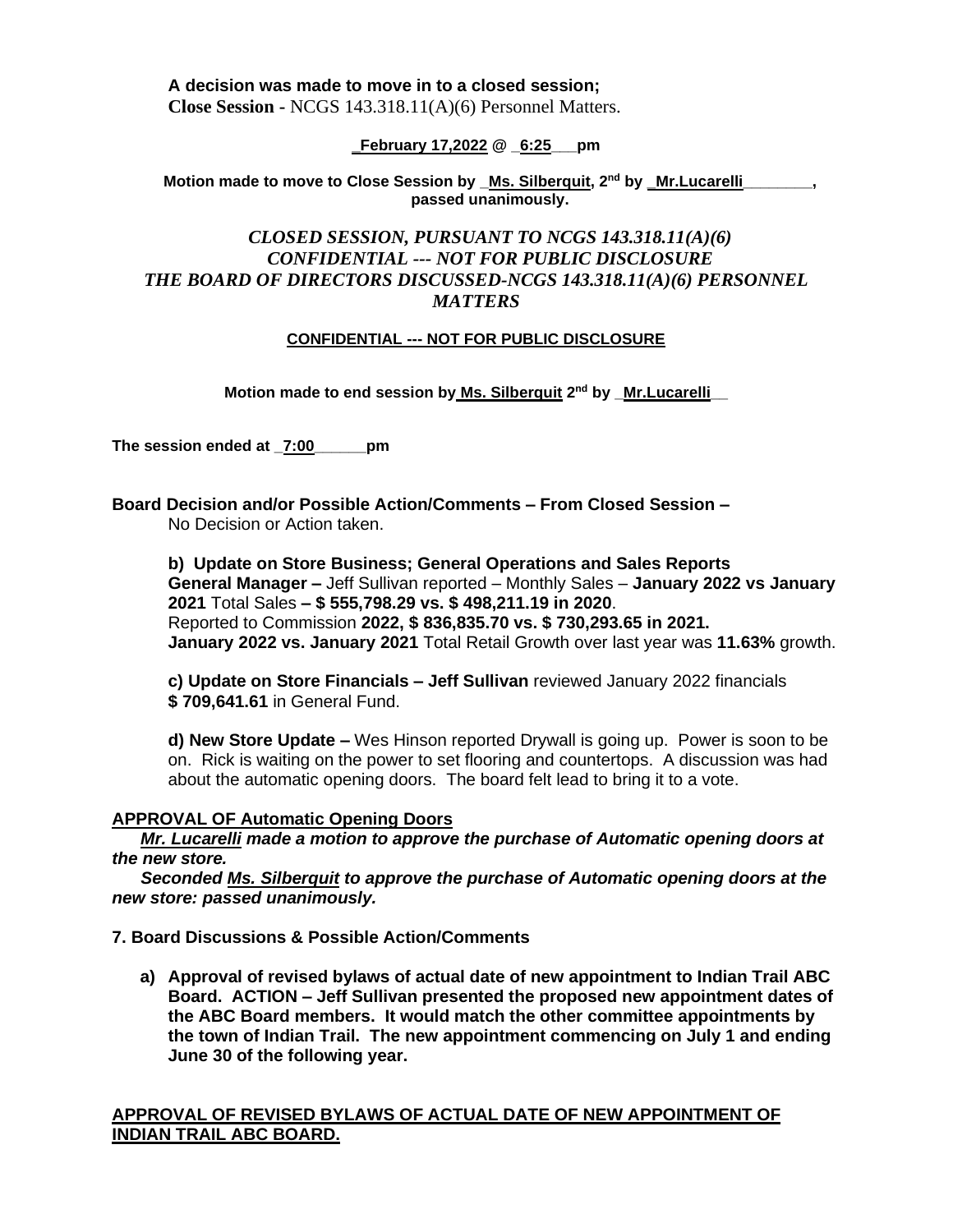**A decision was made to move in to a closed session;**
**Close Session -** NCGS 143.318.11(A)(6) Personnel Matters.

**_February 17,2022 @ _6:25___pm**

**Motion made to move to Close Session by _Ms. Silberquit, 2nd by _Mr.Lucarelli________, passed unanimously.**

***CLOSED SESSION, PURSUANT TO NCGS 143.318.11(A)(6)***
***CONFIDENTIAL --- NOT FOR PUBLIC DISCLOSURE***
***THE BOARD OF DIRECTORS DISCUSSED-NCGS 143.318.11(A)(6) PERSONNEL MATTERS***

**CONFIDENTIAL --- NOT FOR PUBLIC DISCLOSURE**

**Motion made to end session by Ms. Silberquit 2nd by _Mr.Lucarelli__**

**The session ended at _7:00______pm**

**Board Decision and/or Possible Action/Comments – From Closed Session –**
No Decision or Action taken.

**b) Update on Store Business; General Operations and Sales Reports**
**General Manager –** Jeff Sullivan reported – Monthly Sales – **January 2022 vs January 2021** Total Sales **– $ 555,798.29 vs. $ 498,211.19 in 2020**.
Reported to Commission **2022, $ 836,835.70 vs. $ 730,293.65 in 2021.**
**January 2022 vs. January 2021** Total Retail Growth over last year was **11.63%** growth.

**c) Update on Store Financials – Jeff Sullivan** reviewed January 2022 financials **$ 709,641.61** in General Fund.

**d) New Store Update –** Wes Hinson reported Drywall is going up. Power is soon to be on. Rick is waiting on the power to set flooring and countertops. A discussion was had about the automatic opening doors. The board felt lead to bring it to a vote.

**APPROVAL OF Automatic Opening Doors**

***Mr. Lucarelli made a motion to approve the purchase of Automatic opening doors at the new store.***

***Seconded Ms. Silberquit to approve the purchase of Automatic opening doors at the new store: passed unanimously.***

**7. Board Discussions & Possible Action/Comments**

**a) Approval of revised bylaws of actual date of new appointment to Indian Trail ABC Board. ACTION – Jeff Sullivan presented the proposed new appointment dates of the ABC Board members. It would match the other committee appointments by the town of Indian Trail. The new appointment commencing on July 1 and ending June 30 of the following year.**

**APPROVAL OF REVISED BYLAWS OF ACTUAL DATE OF NEW APPOINTMENT OF INDIAN TRAIL ABC BOARD.**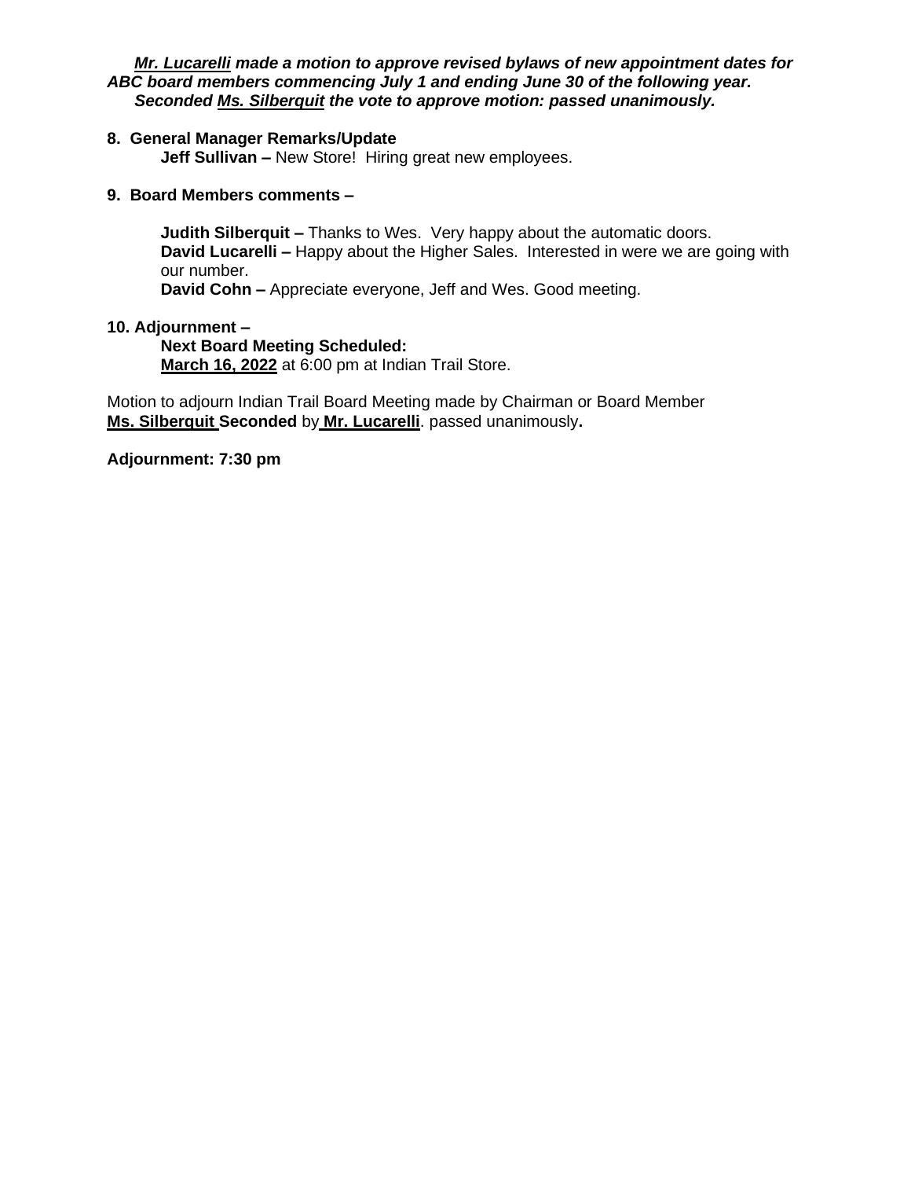***Mr. Lucarelli* made a motion to approve revised bylaws of new appointment dates for ABC board members commencing July 1 and ending June 30 of the following year. Seconded *Ms. Silberquit* the vote to approve motion: passed unanimously.**

**8. General Manager Remarks/Update**

**Jeff Sullivan –** New Store! Hiring great new employees.

**9. Board Members comments –**

**Judith Silberquit –** Thanks to Wes. Very happy about the automatic doors.
**David Lucarelli –** Happy about the Higher Sales. Interested in were we are going with our number.
**David Cohn –** Appreciate everyone, Jeff and Wes. Good meeting.

**10. Adjournment –**

**Next Board Meeting Scheduled:**
**March 16, 2022** at 6:00 pm at Indian Trail Store.

Motion to adjourn Indian Trail Board Meeting made by Chairman or Board Member **Ms. Silberquit Seconded** by **Mr. Lucarelli**. passed unanimously**.**

**Adjournment: 7:30 pm**